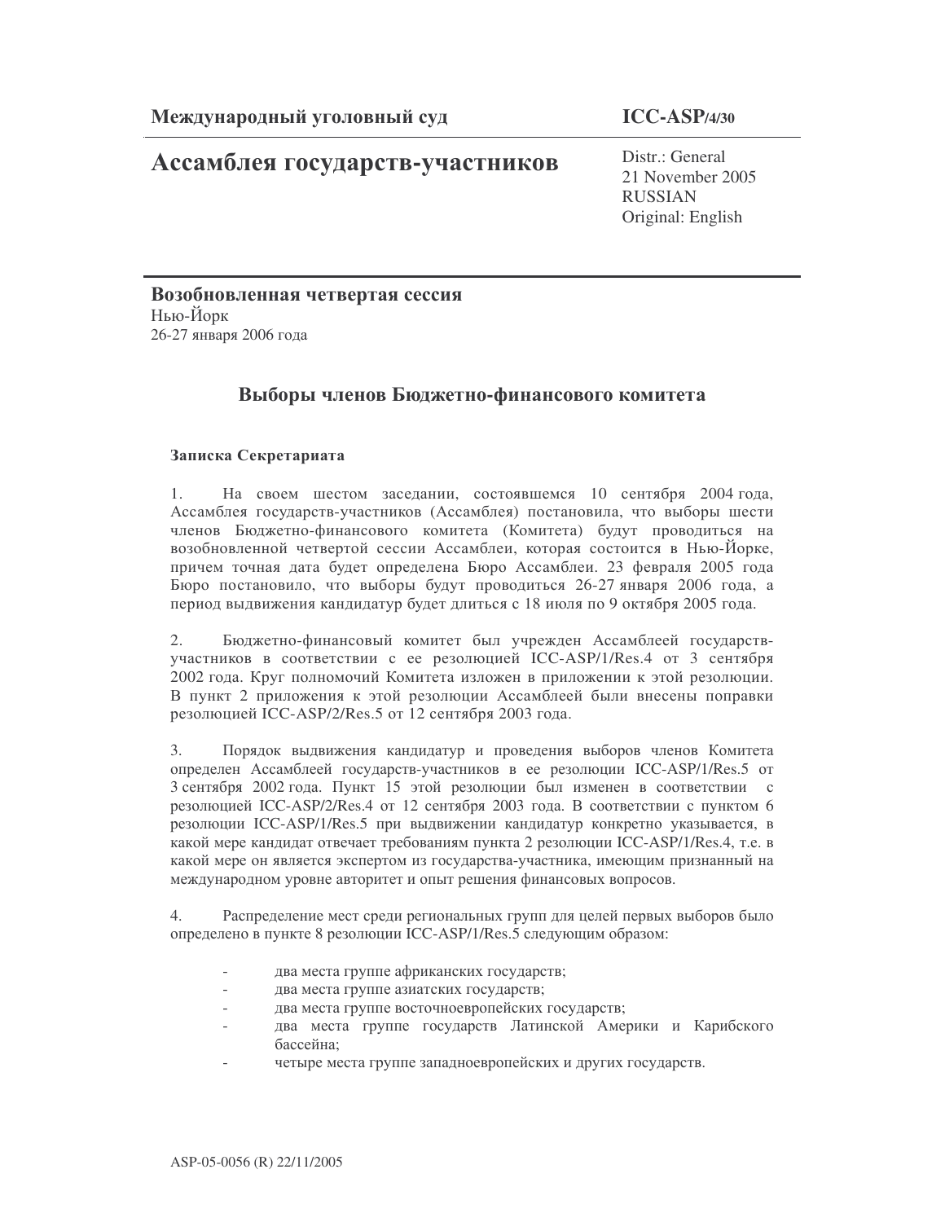**Международный уголовный суд** **ICC-ASP/4/30**

# Ассамблея государств-участников

Distr.: General
21 November 2005
RUSSIAN
Original: English

**Возобновленная четвертая сессия**
Нью-Йорк
26-27 января 2006 года

## Выборы членов Бюджетно-финансового комитета

### Записка Секретариата

1. На своем шестом заседании, состоявшемся 10 сентября 2004 года, Ассамблея государств-участников (Ассамблея) постановила, что выборы шести членов Бюджетно-финансового комитета (Комитета) будут проводиться на возобновленной четвертой сессии Ассамблеи, которая состоится в Нью-Йорке, причем точная дата будет определена Бюро Ассамблеи. 23 февраля 2005 года Бюро постановило, что выборы будут проводиться 26-27 января 2006 года, а период выдвижения кандидатур будет длиться с 18 июля по 9 октября 2005 года.

2. Бюджетно-финансовый комитет был учрежден Ассамблеей государств-участников в соответствии с ее резолюцией ICC-ASP/1/Res.4 от 3 сентября 2002 года. Круг полномочий Комитета изложен в приложении к этой резолюции. В пункт 2 приложения к этой резолюции Ассамблеей были внесены поправки резолюцией ICC-ASP/2/Res.5 от 12 сентября 2003 года.

3. Порядок выдвижения кандидатур и проведения выборов членов Комитета определен Ассамблеей государств-участников в ее резолюции ICC-ASP/1/Res.5 от 3 сентября 2002 года. Пункт 15 этой резолюции был изменен в соответствии с резолюцией ICC-ASP/2/Res.4 от 12 сентября 2003 года. В соответствии с пунктом 6 резолюции ICC-ASP/1/Res.5 при выдвижении кандидатур конкретно указывается, в какой мере кандидат отвечает требованиям пункта 2 резолюции ICC-ASP/1/Res.4, т.е. в какой мере он является экспертом из государства-участника, имеющим признанный на международном уровне авторитет и опыт решения финансовых вопросов.

4. Распределение мест среди региональных групп для целей первых выборов было определено в пункте 8 резолюции ICC-ASP/1/Res.5 следующим образом:

- два места группе африканских государств;
- два места группе азиатских государств;
- два места группе восточноевропейских государств;
- два места группе государств Латинской Америки и Карибского бассейна;
- четыре места группе западноевропейских и других государств.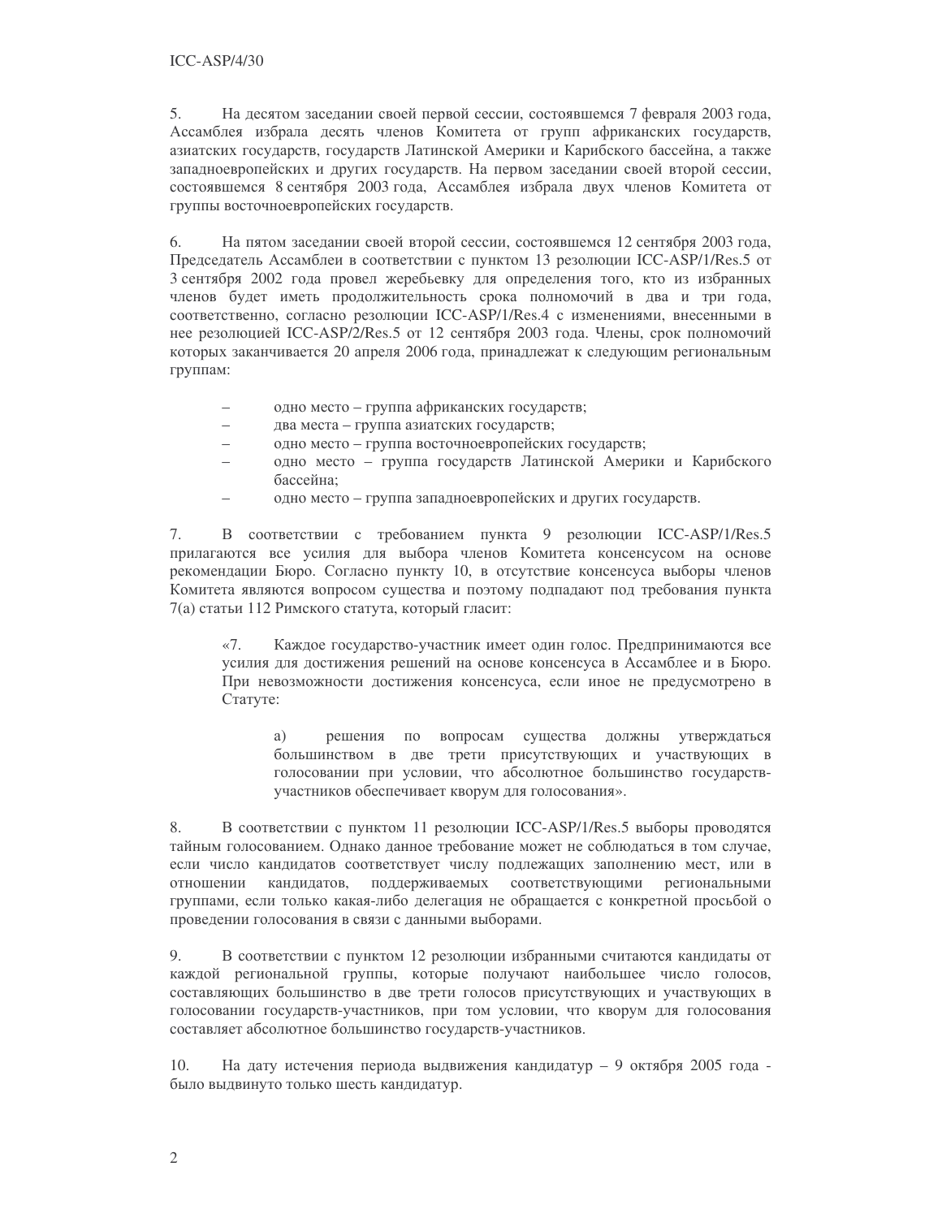5. На десятом заседании своей первой сессии, состоявшемся 7 февраля 2003 года, Ассамблея избрала десять членов Комитета от групп африканских государств, азиатских государств, государств Латинской Америки и Карибского бассейна, а также западноевропейских и других государств. На первом заседании своей второй сессии, состоявшемся 8 сентября 2003 года, Ассамблея избрала двух членов Комитета от группы восточноевропейских государств.

6. На пятом заседании своей второй сессии, состоявшемся 12 сентября 2003 года, Председатель Ассамблеи в соответствии с пунктом 13 резолюции ICC-ASP/1/Res.5 от 3 сентября 2002 года провел жеребьевку для определения того, кто из избранных членов будет иметь продолжительность срока полномочий в два и три года, соответственно, согласно резолюции ICC-ASP/1/Res.4 с изменениями, внесенными в нее резолюцией ICC-ASP/2/Res.5 от 12 сентября 2003 года. Члены, срок полномочий которых заканчивается 20 апреля 2006 года, принадлежат к следующим региональным группам:

- одно место – группа африканских государств;
- два места – группа азиатских государств;
- одно место – группа восточноевропейских государств;
- одно место – группа государств Латинской Америки и Карибского бассейна;
- одно место – группа западноевропейских и других государств.

7. В соответствии с требованием пункта 9 резолюции ICC-ASP/1/Res.5 прилагаются все усилия для выбора членов Комитета консенсусом на основе рекомендации Бюро. Согласно пункту 10, в отсутствие консенсуса выборы членов Комитета являются вопросом существа и поэтому подпадают под требования пункта 7(a) статьи 112 Римского статута, который гласит:

> «7. Каждое государство-участник имеет один голос. Предпринимаются все усилия для достижения решений на основе консенсуса в Ассамблее и в Бюро. При невозможности достижения консенсуса, если иное не предусмотрено в Статуте:
>
> > a) решения по вопросам существа должны утверждаться большинством в две трети присутствующих и участвующих в голосовании при условии, что абсолютное большинство государств-участников обеспечивает кворум для голосования».

8. В соответствии с пунктом 11 резолюции ICC-ASP/1/Res.5 выборы проводятся тайным голосованием. Однако данное требование может не соблюдаться в том случае, если число кандидатов соответствует числу подлежащих заполнению мест, или в отношении кандидатов, поддерживаемых соответствующими региональными группами, если только какая-либо делегация не обращается с конкретной просьбой о проведении голосования в связи с данными выборами.

9. В соответствии с пунктом 12 резолюции избранными считаются кандидаты от каждой региональной группы, которые получают наибольшее число голосов, составляющих большинство в две трети голосов присутствующих и участвующих в голосовании государств-участников, при том условии, что кворум для голосования составляет абсолютное большинство государств-участников.

10. На дату истечения периода выдвижения кандидатур – 9 октября 2005 года - было выдвинуто только шесть кандидатур.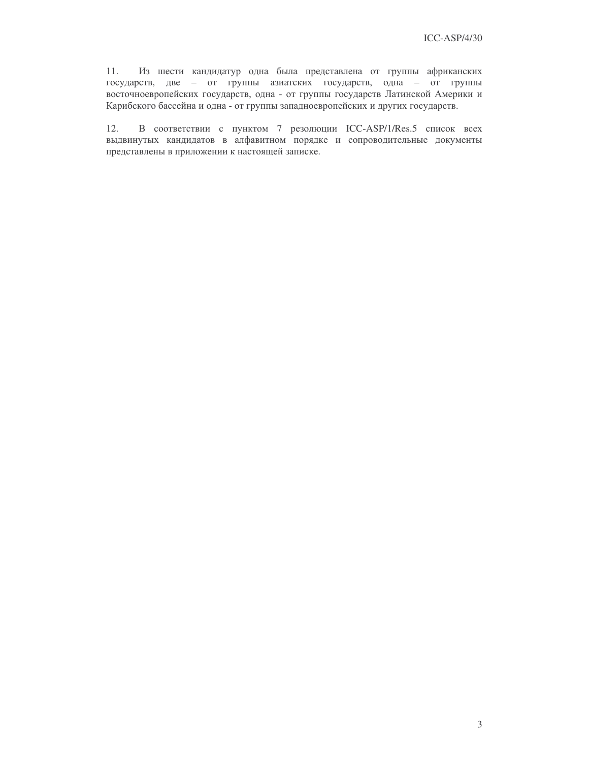11. Из шести кандидатур одна была представлена от группы африканских государств, две – от группы азиатских государств, одна – от группы восточноевропейских государств, одна - от группы государств Латинской Америки и Карибского бассейна и одна - от группы западноевропейских и других государств.

12. В соответствии с пунктом 7 резолюции ICC-ASP/1/Res.5 список всех выдвинутых кандидатов в алфавитном порядке и сопроводительные документы представлены в приложении к настоящей записке.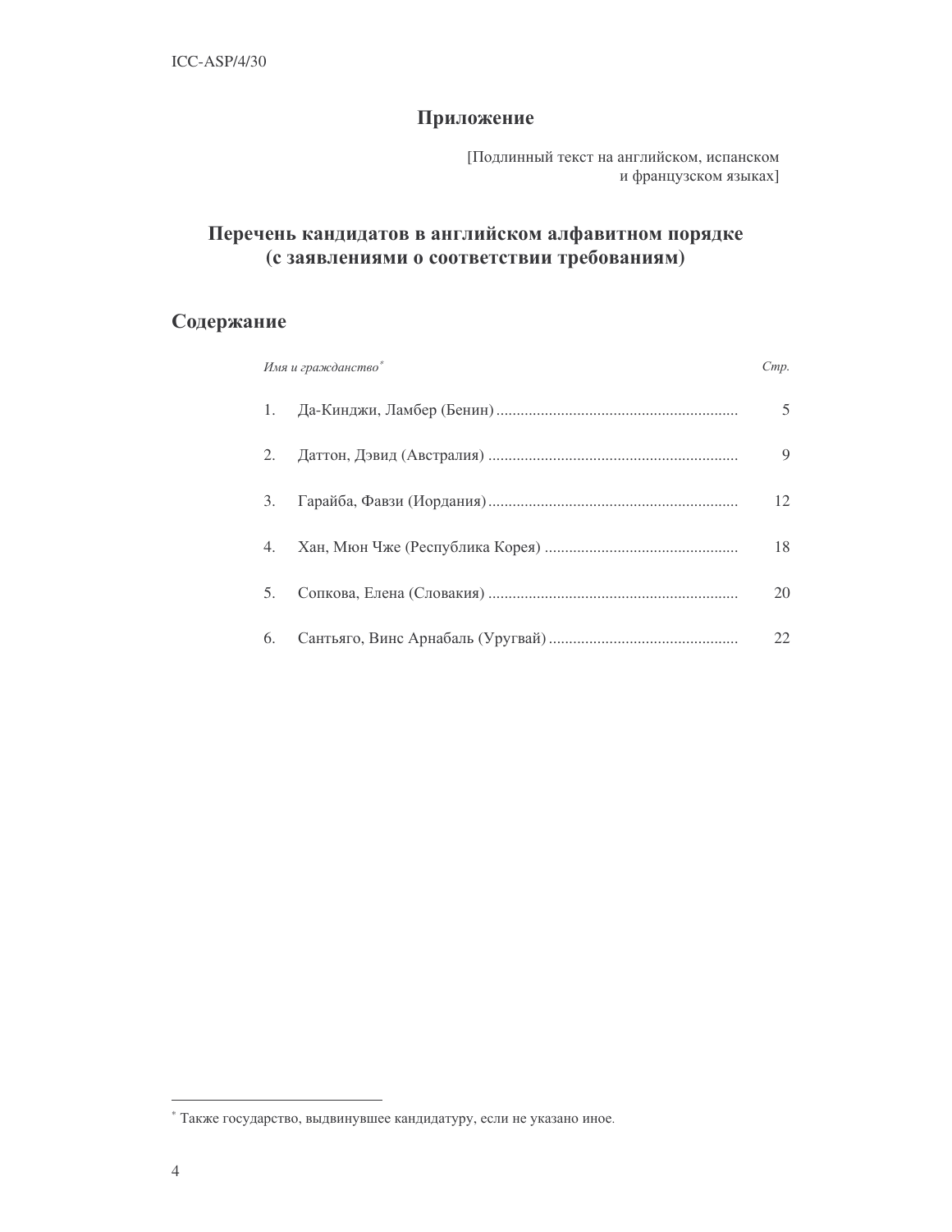# Приложение

[Подлинный текст на английском, испанском и французском языках]

## Перечень кандидатов в английском алфавитном порядке (с заявлениями о соответствии требованиям)

## Содержание

| *Имя и гражданство*[*] | *Стр.* |
|---|---|
| 1. Да-Кинджи, Ламбер (Бенин) | 5 |
| 2. Даттон, Дэвид (Австралия) | 9 |
| 3. Гарайба, Фавзи (Иордания) | 12 |
| 4. Хан, Мюн Чже (Республика Корея) | 18 |
| 5. Сопкова, Елена (Словакия) | 20 |
| 6. Сантьяго, Винс Арнабаль (Уругвай) | 22 |

[*] Также государство, выдвинувшее кандидатуру, если не указано иное.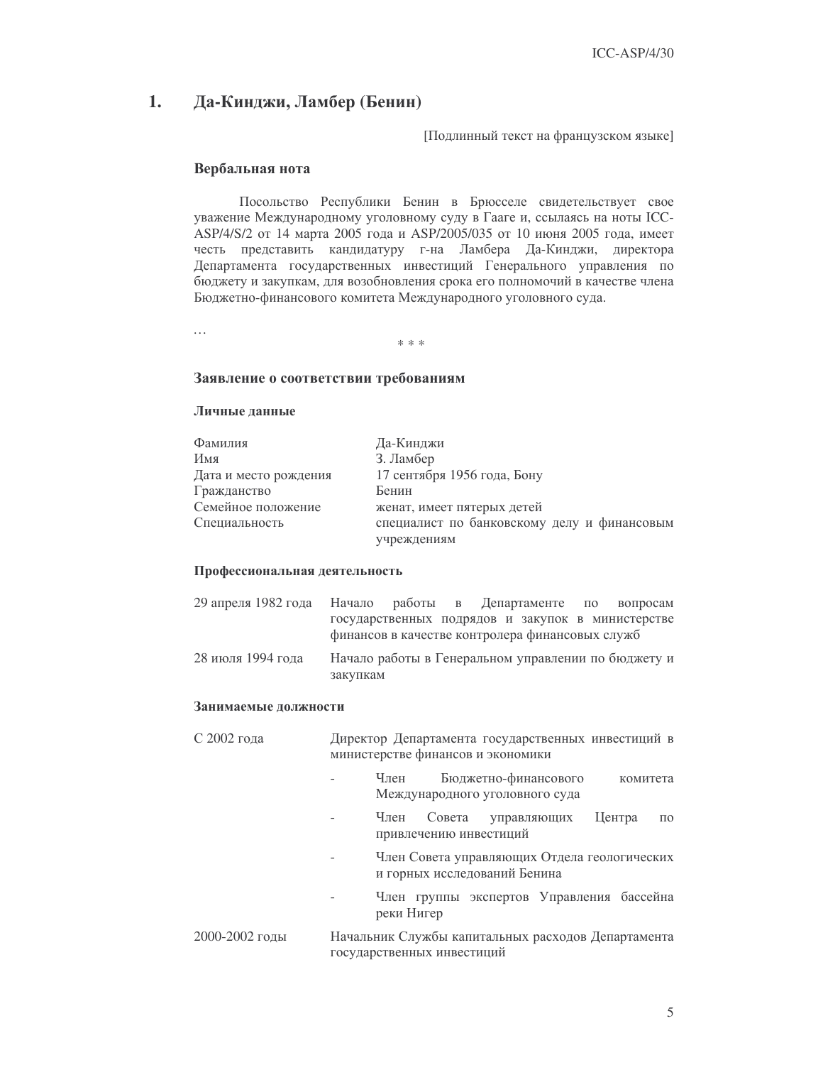## 1. Да-Кинджи, Ламбер (Бенин)

[Подлинный текст на французском языке]

### Вербальная нота

Посольство Республики Бенин в Брюсселе свидетельствует свое уважение Международному уголовному суду в Гааге и, ссылаясь на ноты ICC-ASP/4/S/2 от 14 марта 2005 года и ASP/2005/035 от 10 июня 2005 года, имеет честь представить кандидатуру г-на Ламбера Да-Кинджи, директора Департамента государственных инвестиций Генерального управления по бюджету и закупкам, для возобновления срока его полномочий в качестве члена Бюджетно-финансового комитета Международного уголовного суда.

…

\* \* \*

### Заявление о соответствии требованиям

#### Личные данные

| | |
|---|---|
| Фамилия | Да-Кинджи |
| Имя | З. Ламбер |
| Дата и место рождения | 17 сентября 1956 года, Бону |
| Гражданство | Бенин |
| Семейное положение | женат, имеет пятерых детей |
| Специальность | специалист по банковскому делу и финансовым учреждениям |

#### Профессиональная деятельность

| | |
|---|---|
| 29 апреля 1982 года | Начало работы в Департаменте по вопросам государственных подрядов и закупок в министерстве финансов в качестве контролера финансовых служб |
| 28 июля 1994 года | Начало работы в Генеральном управлении по бюджету и закупкам |

#### Занимаемые должности

| | |
|---|---|
| С 2002 года | Директор Департамента государственных инвестиций в министерстве финансов и экономики |
| | - Член Бюджетно-финансового комитета Международного уголовного суда |
| | - Член Совета управляющих Центра по привлечению инвестиций |
| | - Член Совета управляющих Отдела геологических и горных исследований Бенина |
| | - Член группы экспертов Управления бассейна реки Нигер |
| 2000-2002 годы | Начальник Службы капитальных расходов Департамента государственных инвестиций |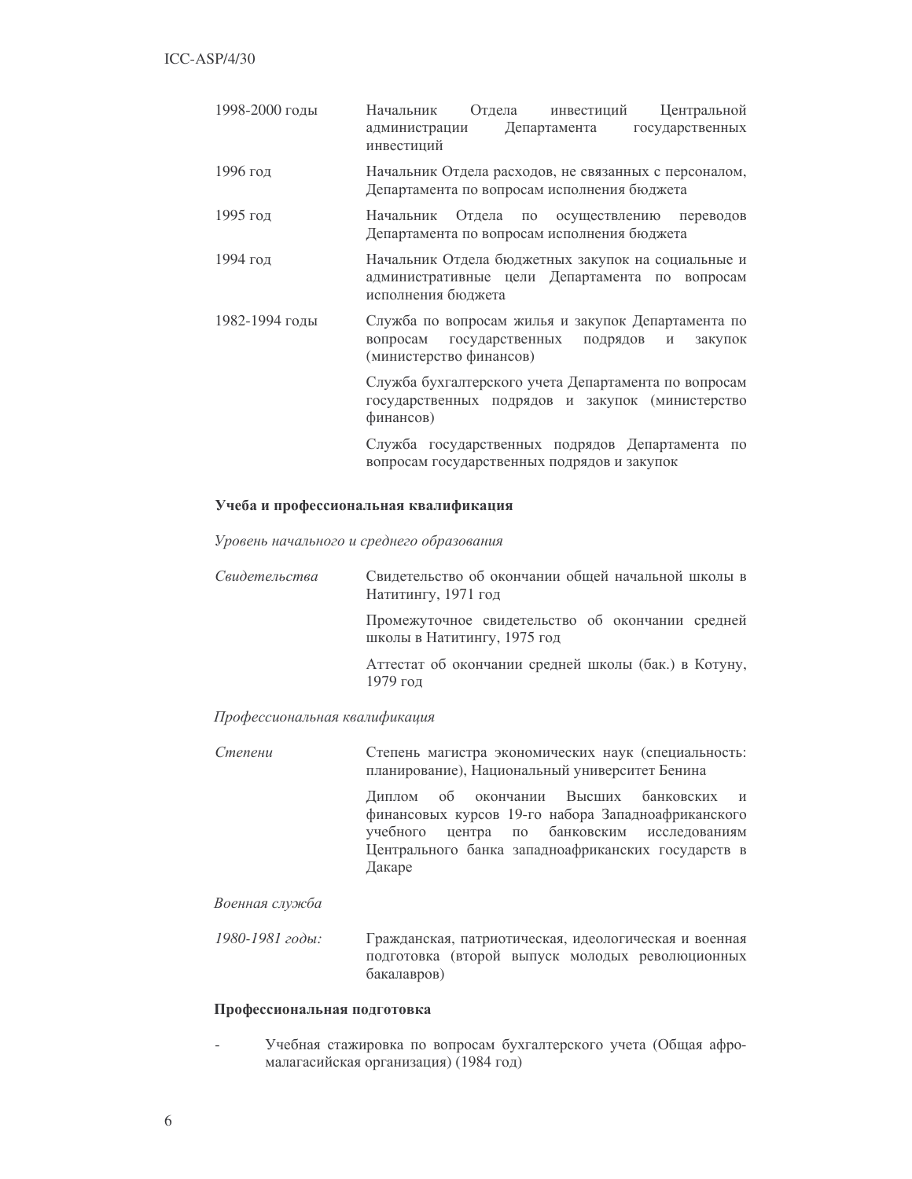| | |
|---|---|
| 1998-2000 годы | Начальник Отдела инвестиций Центральной администрации Департамента государственных инвестиций |
| 1996 год | Начальник Отдела расходов, не связанных с персоналом, Департамента по вопросам исполнения бюджета |
| 1995 год | Начальник Отдела по осуществлению переводов Департамента по вопросам исполнения бюджета |
| 1994 год | Начальник Отдела бюджетных закупок на социальные и административные цели Департамента по вопросам исполнения бюджета |
| 1982-1994 годы | Служба по вопросам жилья и закупок Департамента по вопросам государственных подрядов и закупок (министерство финансов) |
| | Служба бухгалтерского учета Департамента по вопросам государственных подрядов и закупок (министерство финансов) |
| | Служба государственных подрядов Департамента по вопросам государственных подрядов и закупок |

**Учеба и профессиональная квалификация**

*Уровень начального и среднего образования*

| | |
|---|---|
| *Свидетельства* | Свидетельство об окончании общей начальной школы в Натитингу, 1971 год |
| | Промежуточное свидетельство об окончании средней школы в Натитингу, 1975 год |
| | Аттестат об окончании средней школы (бак.) в Котуну, 1979 год |

*Профессиональная квалификация*

| | |
|---|---|
| *Степени* | Степень магистра экономических наук (специальность: планирование), Национальный университет Бенина |
| | Диплом об окончании Высших банковских и финансовых курсов 19-го набора Западноафриканского учебного центра по банковским исследованиям Центрального банка западноафриканских государств в Дакаре |

*Военная служба*

| | |
|---|---|
| *1980-1981 годы:* | Гражданская, патриотическая, идеологическая и военная подготовка (второй выпуск молодых революционных бакалавров) |

**Профессиональная подготовка**

- Учебная стажировка по вопросам бухгалтерского учета (Общая афро-малагасийская организация) (1984 год)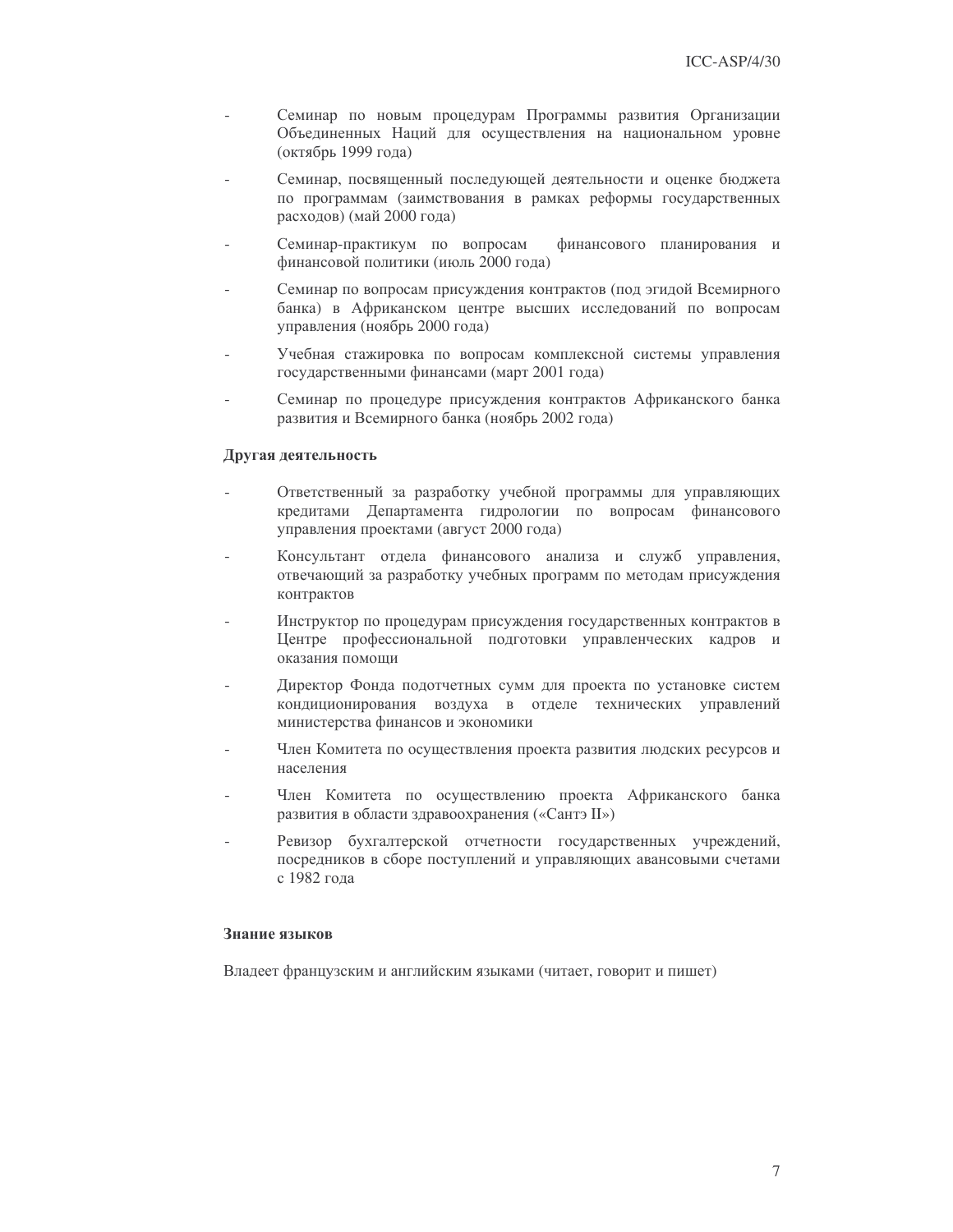- Семинар по новым процедурам Программы развития Организации Объединенных Наций для осуществления на национальном уровне (октябрь 1999 года)
- Семинар, посвященный последующей деятельности и оценке бюджета по программам (заимствования в рамках реформы государственных расходов) (май 2000 года)
- Семинар-практикум по вопросам финансового планирования и финансовой политики (июль 2000 года)
- Семинар по вопросам присуждения контрактов (под эгидой Всемирного банка) в Африканском центре высших исследований по вопросам управления (ноябрь 2000 года)
- Учебная стажировка по вопросам комплексной системы управления государственными финансами (март 2001 года)
- Семинар по процедуре присуждения контрактов Африканского банка развития и Всемирного банка (ноябрь 2002 года)

**Другая деятельность**

- Ответственный за разработку учебной программы для управляющих кредитами Департамента гидрологии по вопросам финансового управления проектами (август 2000 года)
- Консультант отдела финансового анализа и служб управления, отвечающий за разработку учебных программ по методам присуждения контрактов
- Инструктор по процедурам присуждения государственных контрактов в Центре профессиональной подготовки управленческих кадров и оказания помощи
- Директор Фонда подотчетных сумм для проекта по установке систем кондиционирования воздуха в отделе технических управлений министерства финансов и экономики
- Член Комитета по осуществления проекта развития людских ресурсов и населения
- Член Комитета по осуществлению проекта Африканского банка развития в области здравоохранения («Сантэ II»)
- Ревизор бухгалтерской отчетности государственных учреждений, посредников в сборе поступлений и управляющих авансовыми счетами с 1982 года

**Знание языков**

Владеет французским и английским языками (читает, говорит и пишет)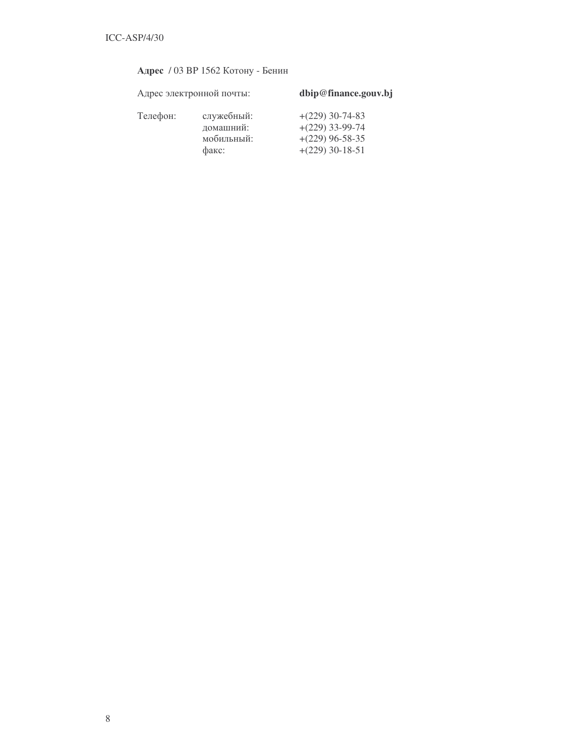**Адрес /** 03 BP 1562 Котону - Бенин

| | | |
|---|---|---|
| Адрес электронной почты: | | **dbip@finance.gouv.bj** |
| Телефон: | служебный: | +(229) 30-74-83 |
| | домашний: | +(229) 33-99-74 |
| | мобильный: | +(229) 96-58-35 |
| | факс: | +(229) 30-18-51 |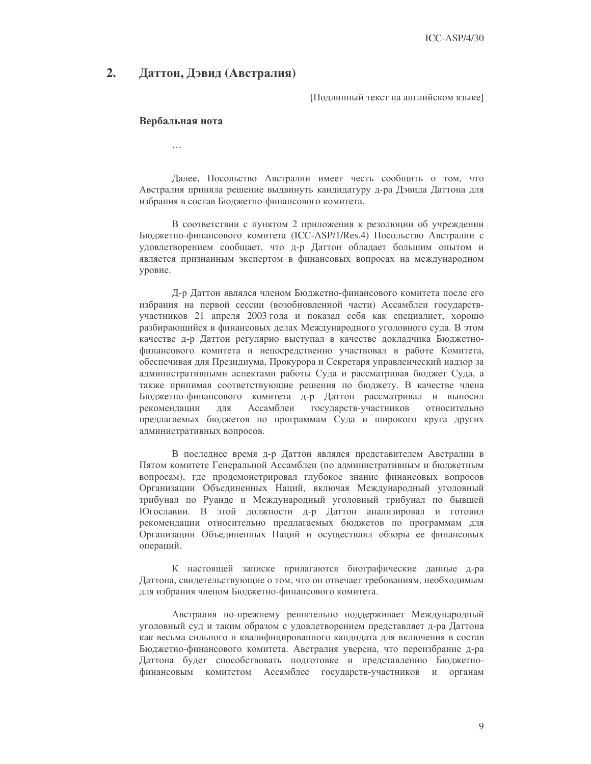## 2. Даттон, Дэвид (Австралия)

[Подлинный текст на английском языке]

### Вербальная нота

…

Далее, Посольство Австралии имеет честь сообщить о том, что Австралия приняла решение выдвинуть кандидатуру д-ра Дэвида Даттона для избрания в состав Бюджетно-финансового комитета.

В соответствии с пунктом 2 приложения к резолюции об учреждении Бюджетно-финансового комитета (ICC-ASP/1/Res.4) Посольство Австралии с удовлетворением сообщает, что д-р Даттон обладает большим опытом и является признанным экспертом в финансовых вопросах на международном уровне.

Д-р Даттон являлся членом Бюджетно-финансового комитета после его избрания на первой сессии (возобновленной части) Ассамблеи государств-участников 21 апреля 2003 года и показал себя как специалист, хорошо разбирающийся в финансовых делах Международного уголовного суда. В этом качестве д-р Даттон регулярно выступал в качестве докладчика Бюджетно-финансового комитета и непосредственно участвовал в работе Комитета, обеспечивая для Президиума, Прокурора и Секретаря управленческий надзор за административными аспектами работы Суда и рассматривая бюджет Суда, а также принимая соответствующие решения по бюджету. В качестве члена Бюджетно-финансового комитета д-р Даттон рассматривал и выносил рекомендации для Ассамблеи государств-участников относительно предлагаемых бюджетов по программам Суда и широкого круга других административных вопросов.

В последнее время д-р Даттон являлся представителем Австралии в Пятом комитете Генеральной Ассамблеи (по административным и бюджетным вопросам), где продемонстрировал глубокое знание финансовых вопросов Организации Объединенных Наций, включая Международный уголовный трибунал по Руанде и Международный уголовный трибунал по бывшей Югославии. В этой должности д-р Даттон анализировал и готовил рекомендации относительно предлагаемых бюджетов по программам для Организации Объединенных Наций и осуществлял обзоры ее финансовых операций.

К настоящей записке прилагаются биографические данные д-ра Даттона, свидетельствующие о том, что он отвечает требованиям, необходимым для избрания членом Бюджетно-финансового комитета.

Австралия по-прежнему решительно поддерживает Международный уголовный суд и таким образом с удовлетворением представляет д-ра Даттона как весьма сильного и квалифицированного кандидата для включения в состав Бюджетно-финансового комитета. Австралия уверена, что переизбрание д-ра Даттона будет способствовать подготовке и представлению Бюджетно-финансовым комитетом Ассамблее государств-участников и органам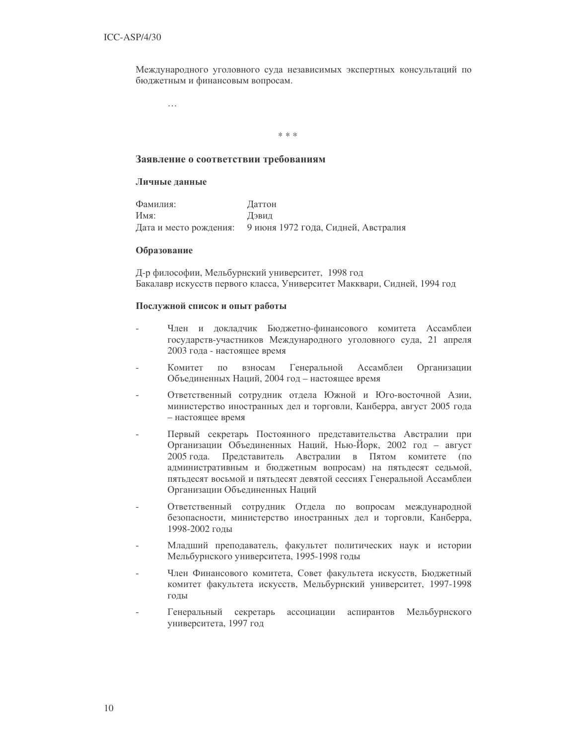Международного уголовного суда независимых экспертных консультаций по бюджетным и финансовым вопросам.

…

\* \* \*

### Заявление о соответствии требованиям

#### Личные данные

| | |
|---|---|
| Фамилия: | Даттон |
| Имя: | Дэвид |
| Дата и место рождения: | 9 июня 1972 года, Сидней, Австралия |

#### Образование

Д-р философии, Мельбурнский университет, 1998 год
Бакалавр искусств первого класса, Университет Макквари, Сидней, 1994 год

#### Послужной список и опыт работы

- Член и докладчик Бюджетно-финансового комитета Ассамблеи государств-участников Международного уголовного суда, 21 апреля 2003 года - настоящее время
- Комитет по взносам Генеральной Ассамблеи Организации Объединенных Наций, 2004 год – настоящее время
- Ответственный сотрудник отдела Южной и Юго-восточной Азии, министерство иностранных дел и торговли, Канберра, август 2005 года – настоящее время
- Первый секретарь Постоянного представительства Австралии при Организации Объединенных Наций, Нью-Йорк, 2002 год – август 2005 года. Представитель Австралии в Пятом комитете (по административным и бюджетным вопросам) на пятьдесят седьмой, пятьдесят восьмой и пятьдесят девятой сессиях Генеральной Ассамблеи Организации Объединенных Наций
- Ответственный сотрудник Отдела по вопросам международной безопасности, министерство иностранных дел и торговли, Канберра, 1998-2002 годы
- Младший преподаватель, факультет политических наук и истории Мельбурнского университета, 1995-1998 годы
- Член Финансового комитета, Совет факультета искусств, Бюджетный комитет факультета искусств, Мельбурнский университет, 1997-1998 годы
- Генеральный секретарь ассоциации аспирантов Мельбурнского университета, 1997 год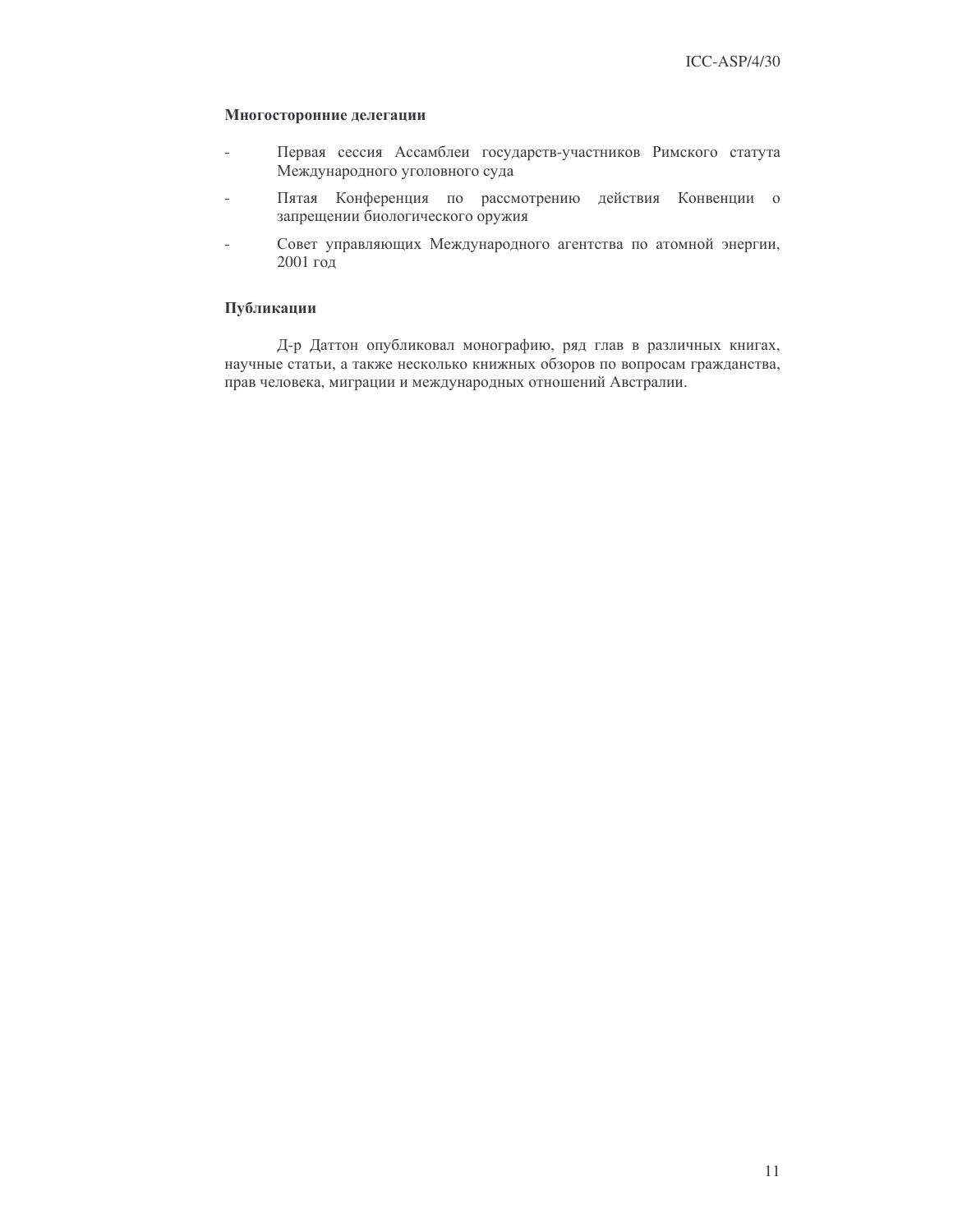**Многосторонние делегации**

- Первая сессия Ассамблеи государств-участников Римского статута Международного уголовного суда
- Пятая Конференция по рассмотрению действия Конвенции о запрещении биологического оружия
- Совет управляющих Международного агентства по атомной энергии, 2001 год

**Публикации**

Д-р Даттон опубликовал монографию, ряд глав в различных книгах, научные статьи, а также несколько книжных обзоров по вопросам гражданства, прав человека, миграции и международных отношений Австралии.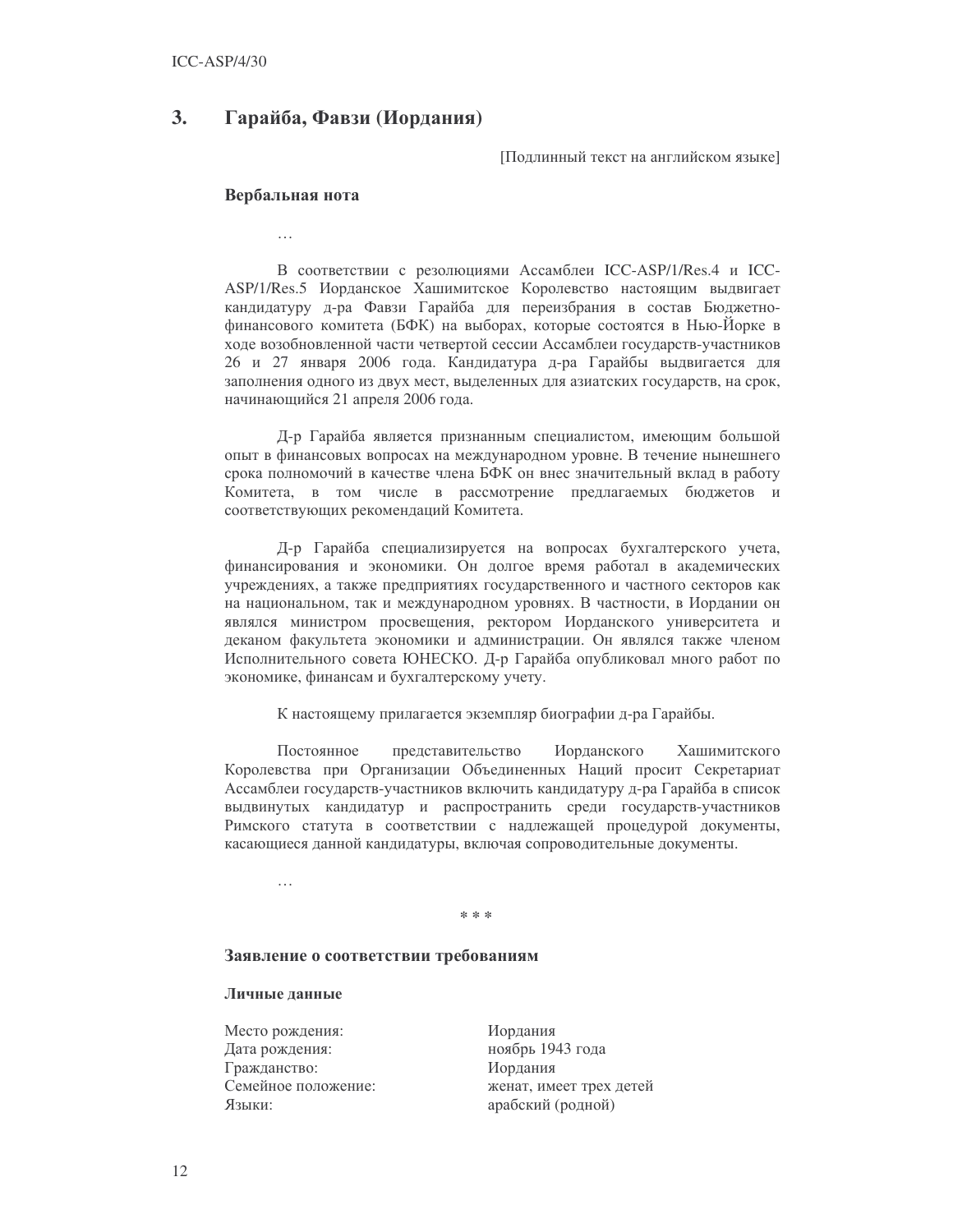## 3. Гарайба, Фавзи (Иордания)

[Подлинный текст на английском языке]

### Вербальная нота

…

В соответствии с резолюциями Ассамблеи ICC-ASP/1/Res.4 и ICC-ASP/1/Res.5 Иорданское Хашимитское Королевство настоящим выдвигает кандидатуру д-ра Фавзи Гарайба для переизбрания в состав Бюджетно-финансового комитета (БФК) на выборах, которые состоятся в Нью-Йорке в ходе возобновленной части четвертой сессии Ассамблеи государств-участников 26 и 27 января 2006 года. Кандидатура д-ра Гарайбы выдвигается для заполнения одного из двух мест, выделенных для азиатских государств, на срок, начинающийся 21 апреля 2006 года.

Д-р Гарайба является признанным специалистом, имеющим большой опыт в финансовых вопросах на международном уровне. В течение нынешнего срока полномочий в качестве члена БФК он внес значительный вклад в работу Комитета, в том числе в рассмотрение предлагаемых бюджетов и соответствующих рекомендаций Комитета.

Д-р Гарайба специализируется на вопросах бухгалтерского учета, финансирования и экономики. Он долгое время работал в академических учреждениях, а также предприятиях государственного и частного секторов как на национальном, так и международном уровнях. В частности, в Иордании он являлся министром просвещения, ректором Иорданского университета и деканом факультета экономики и администрации. Он являлся также членом Исполнительного совета ЮНЕСКО. Д-р Гарайба опубликовал много работ по экономике, финансам и бухгалтерскому учету.

К настоящему прилагается экземпляр биографии д-ра Гарайбы.

Постоянное представительство Иорданского Хашимитского Королевства при Организации Объединенных Наций просит Секретариат Ассамблеи государств-участников включить кандидатуру д-ра Гарайба в список выдвинутых кандидатур и распространить среди государств-участников Римского статута в соответствии с надлежащей процедурой документы, касающиеся данной кандидатуры, включая сопроводительные документы.

…

\* \* \*

### Заявление о соответствии требованиям

#### Личные данные

| | |
|---|---|
| Место рождения: | Иордания |
| Дата рождения: | ноябрь 1943 года |
| Гражданство: | Иордания |
| Семейное положение: | женат, имеет трех детей |
| Языки: | арабский (родной) |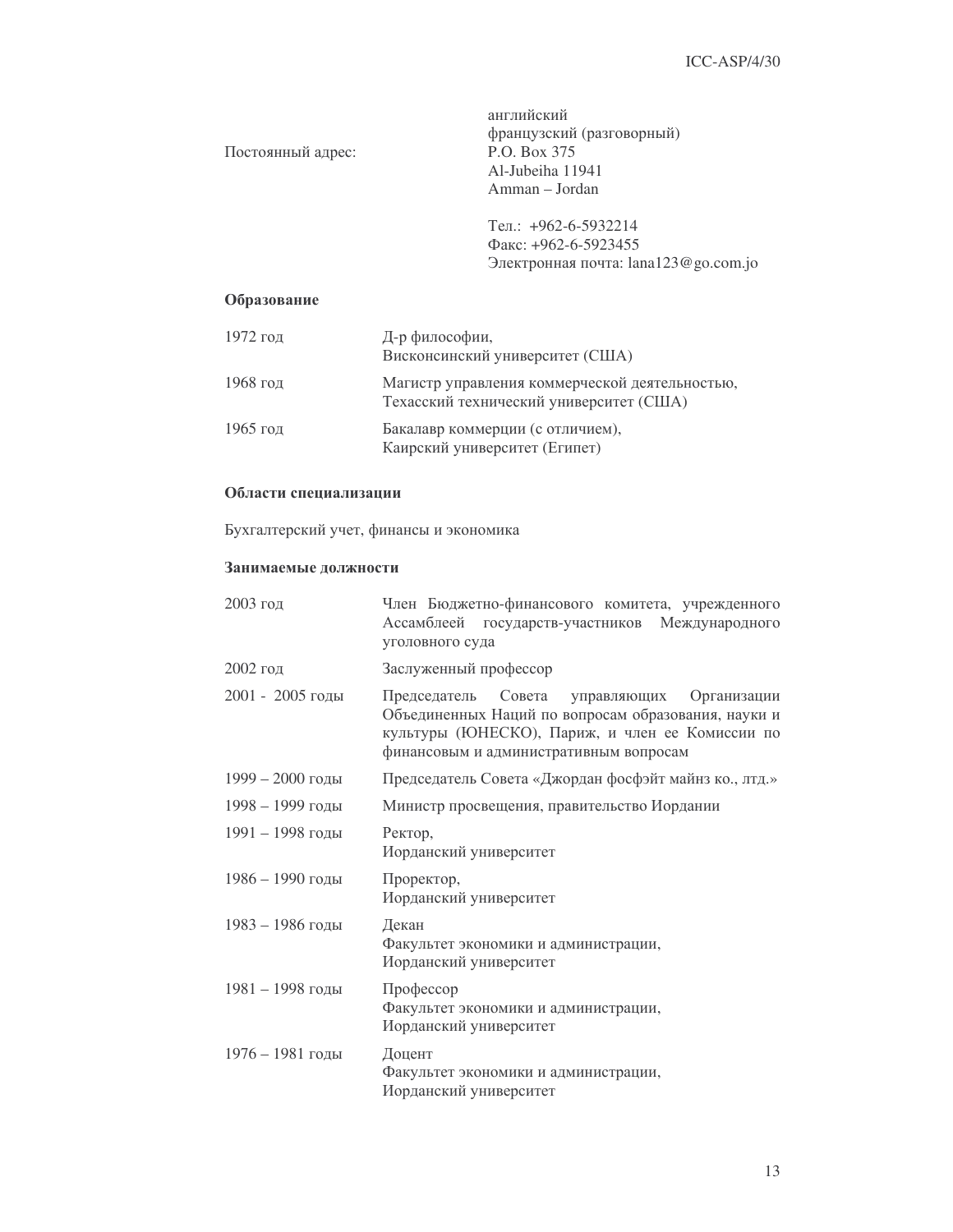| | |
|---|---|
| | английский<br>французский (разговорный) |
| Постоянный адрес: | P.O. Box 375<br>Al-Jubeiha 11941<br>Amman – Jordan |
| | Тел.: +962-6-5932214<br>Факс: +962-6-5923455<br>Электронная почта: lana123@go.com.jo |

**Образование**

| | |
|---|---|
| 1972 год | Д-р философии,<br>Висконсинский университет (США) |
| 1968 год | Магистр управления коммерческой деятельностью,<br>Техасский технический университет (США) |
| 1965 год | Бакалавр коммерции (с отличием),<br>Каирский университет (Египет) |

**Области специализации**

Бухгалтерский учет, финансы и экономика

**Занимаемые должности**

| | |
|---|---|
| 2003 год | Член Бюджетно-финансового комитета, учрежденного Ассамблеей государств-участников Международного уголовного суда |
| 2002 год | Заслуженный профессор |
| 2001 - 2005 годы | Председатель Совета управляющих Организации Объединенных Наций по вопросам образования, науки и культуры (ЮНЕСКО), Париж, и член ее Комиссии по финансовым и административным вопросам |
| 1999 – 2000 годы | Председатель Совета «Джордан фосфэйт майнз ко., лтд.» |
| 1998 – 1999 годы | Министр просвещения, правительство Иордании |
| 1991 – 1998 годы | Ректор,<br>Иорданский университет |
| 1986 – 1990 годы | Проректор,<br>Иорданский университет |
| 1983 – 1986 годы | Декан<br>Факультет экономики и администрации,<br>Иорданский университет |
| 1981 – 1998 годы | Профессор<br>Факультет экономики и администрации,<br>Иорданский университет |
| 1976 – 1981 годы | Доцент<br>Факультет экономики и администрации,<br>Иорданский университет |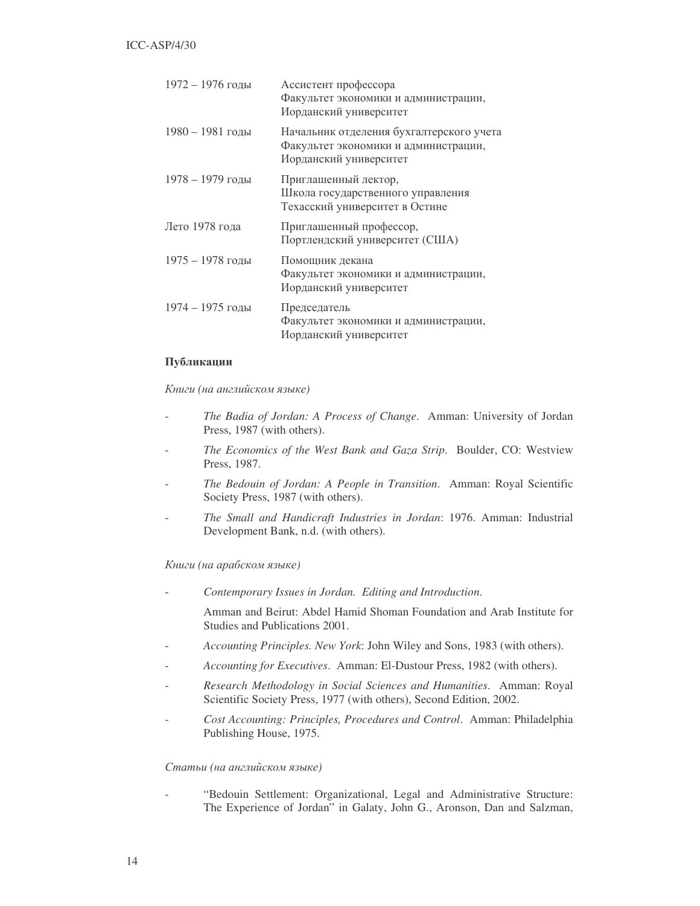| | |
|---|---|
| 1972 – 1976 годы | Ассистент профессора<br>Факультет экономики и администрации,<br>Иорданский университет |
| 1980 – 1981 годы | Начальник отделения бухгалтерского учета<br>Факультет экономики и администрации,<br>Иорданский университет |
| 1978 – 1979 годы | Приглашенный лектор,<br>Школа государственного управления<br>Техасский университет в Остине |
| Лето 1978 года | Приглашенный профессор,<br>Портлендский университет (США) |
| 1975 – 1978 годы | Помощник декана<br>Факультет экономики и администрации,<br>Иорданский университет |
| 1974 – 1975 годы | Председатель<br>Факультет экономики и администрации,<br>Иорданский университет |

**Публикации**

*Книги (на английском языке)*

- *The Badia of Jordan: A Process of Change*. Amman: University of Jordan Press, 1987 (with others).
- *The Economics of the West Bank and Gaza Strip*. Boulder, CO: Westview Press, 1987.
- *The Bedouin of Jordan: A People in Transition*. Amman: Royal Scientific Society Press, 1987 (with others).
- *The Small and Handicraft Industries in Jordan*: 1976. Amman: Industrial Development Bank, n.d. (with others).

*Книги (на арабском языке)*

- *Contemporary Issues in Jordan. Editing and Introduction.*

  Amman and Beirut: Abdel Hamid Shoman Foundation and Arab Institute for Studies and Publications 2001.
- *Accounting Principles. New York*: John Wiley and Sons, 1983 (with others).
- *Accounting for Executives*. Amman: El-Dustour Press, 1982 (with others).
- *Research Methodology in Social Sciences and Humanities*. Amman: Royal Scientific Society Press, 1977 (with others), Second Edition, 2002.
- *Cost Accounting: Principles, Procedures and Control*. Amman: Philadelphia Publishing House, 1975.

*Статьи (на английском языке)*

- "Bedouin Settlement: Organizational, Legal and Administrative Structure: The Experience of Jordan" in Galaty, John G., Aronson, Dan and Salzman,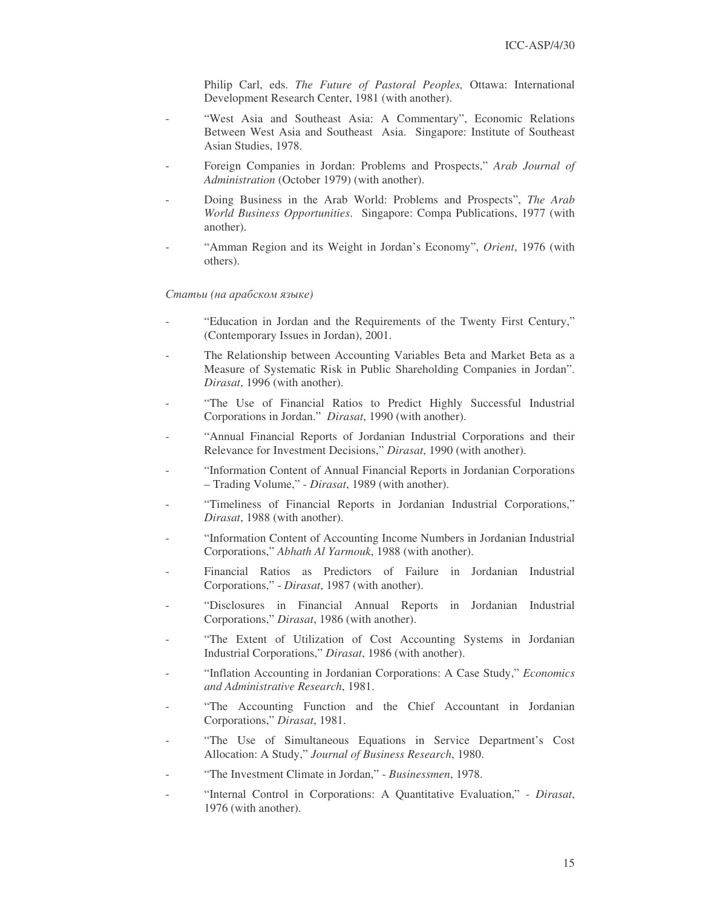Philip Carl, eds. *The Future of Pastoral Peoples,* Ottawa: International Development Research Center, 1981 (with another).

- "West Asia and Southeast Asia: A Commentary", Economic Relations Between West Asia and Southeast Asia. Singapore: Institute of Southeast Asian Studies, 1978.
- Foreign Companies in Jordan: Problems and Prospects," *Arab Journal of Administration* (October 1979) (with another).
- Doing Business in the Arab World: Problems and Prospects", *The Arab World Business Opportunities*. Singapore: Compa Publications, 1977 (with another).
- "Amman Region and its Weight in Jordan's Economy", *Orient*, 1976 (with others).

*Статьи (на арабском языке)*

- "Education in Jordan and the Requirements of the Twenty First Century," (Contemporary Issues in Jordan), 2001.
- The Relationship between Accounting Variables Beta and Market Beta as a Measure of Systematic Risk in Public Shareholding Companies in Jordan". *Dirasat*, 1996 (with another).
- "The Use of Financial Ratios to Predict Highly Successful Industrial Corporations in Jordan." *Dirasat*, 1990 (with another).
- "Annual Financial Reports of Jordanian Industrial Corporations and their Relevance for Investment Decisions," *Dirasat*, 1990 (with another).
- "Information Content of Annual Financial Reports in Jordanian Corporations – Trading Volume," - *Dirasat*, 1989 (with another).
- "Timeliness of Financial Reports in Jordanian Industrial Corporations," *Dirasat*, 1988 (with another).
- "Information Content of Accounting Income Numbers in Jordanian Industrial Corporations," *Abhath Al Yarmouk*, 1988 (with another).
- Financial Ratios as Predictors of Failure in Jordanian Industrial Corporations," - *Dirasat*, 1987 (with another).
- "Disclosures in Financial Annual Reports in Jordanian Industrial Corporations," *Dirasat*, 1986 (with another).
- "The Extent of Utilization of Cost Accounting Systems in Jordanian Industrial Corporations," *Dirasat*, 1986 (with another).
- "Inflation Accounting in Jordanian Corporations: A Case Study," *Economics and Administrative Research*, 1981.
- "The Accounting Function and the Chief Accountant in Jordanian Corporations," *Dirasat*, 1981.
- "The Use of Simultaneous Equations in Service Department's Cost Allocation: A Study," *Journal of Business Research*, 1980.
- "The Investment Climate in Jordan," - *Businessmen*, 1978.
- "Internal Control in Corporations: A Quantitative Evaluation," - *Dirasat*, 1976 (with another).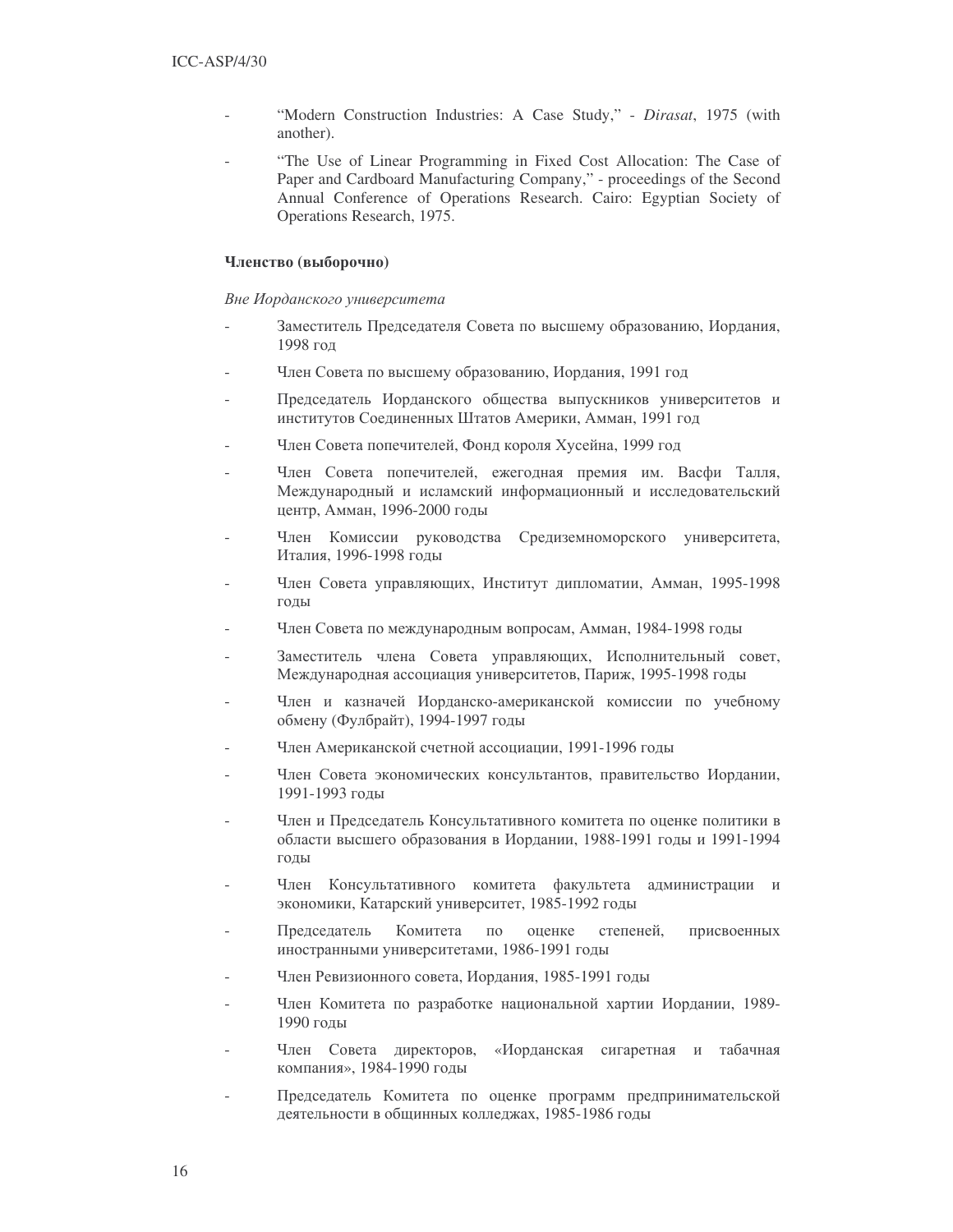- “Modern Construction Industries: A Case Study,” - *Dirasat*, 1975 (with another).
- “The Use of Linear Programming in Fixed Cost Allocation: The Case of Paper and Cardboard Manufacturing Company,” - proceedings of the Second Annual Conference of Operations Research. Cairo: Egyptian Society of Operations Research, 1975.

**Членство (выборочно)**

*Вне Иорданского университета*

- Заместитель Председателя Совета по высшему образованию, Иордания, 1998 год
- Член Совета по высшему образованию, Иордания, 1991 год
- Председатель Иорданского общества выпускников университетов и институтов Соединенных Штатов Америки, Амман, 1991 год
- Член Совета попечителей, Фонд короля Хусейна, 1999 год
- Член Совета попечителей, ежегодная премия им. Васфи Талля, Международный и исламский информационный и исследовательский центр, Амман, 1996-2000 годы
- Член Комиссии руководства Средиземноморского университета, Италия, 1996-1998 годы
- Член Совета управляющих, Институт дипломатии, Амман, 1995-1998 годы
- Член Совета по международным вопросам, Амман, 1984-1998 годы
- Заместитель члена Совета управляющих, Исполнительный совет, Международная ассоциация университетов, Париж, 1995-1998 годы
- Член и казначей Иорданско-американской комиссии по учебному обмену (Фулбрайт), 1994-1997 годы
- Член Американской счетной ассоциации, 1991-1996 годы
- Член Совета экономических консультантов, правительство Иордании, 1991-1993 годы
- Член и Председатель Консультативного комитета по оценке политики в области высшего образования в Иордании, 1988-1991 годы и 1991-1994 годы
- Член Консультативного комитета факультета администрации и экономики, Катарский университет, 1985-1992 годы
- Председатель Комитета по оценке степеней, присвоенных иностранными университетами, 1986-1991 годы
- Член Ревизионного совета, Иордания, 1985-1991 годы
- Член Комитета по разработке национальной хартии Иордании, 1989-1990 годы
- Член Совета директоров, «Иорданская сигаретная и табачная компания», 1984-1990 годы
- Председатель Комитета по оценке программ предпринимательской деятельности в общинных колледжах, 1985-1986 годы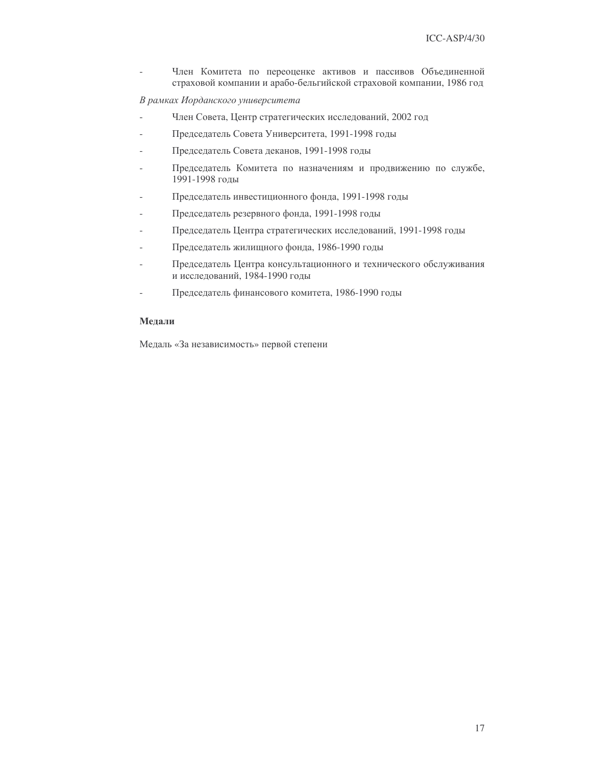- Член Комитета по переоценке активов и пассивов Объединенной страховой компании и арабо-бельгийской страховой компании, 1986 год

*В рамках Иорданского университета*

- Член Совета, Центр стратегических исследований, 2002 год
- Председатель Совета Университета, 1991-1998 годы
- Председатель Совета деканов, 1991-1998 годы
- Председатель Комитета по назначениям и продвижению по службе, 1991-1998 годы
- Председатель инвестиционного фонда, 1991-1998 годы
- Председатель резервного фонда, 1991-1998 годы
- Председатель Центра стратегических исследований, 1991-1998 годы
- Председатель жилищного фонда, 1986-1990 годы
- Председатель Центра консультационного и технического обслуживания и исследований, 1984-1990 годы
- Председатель финансового комитета, 1986-1990 годы

**Медали**

Медаль «За независимость» первой степени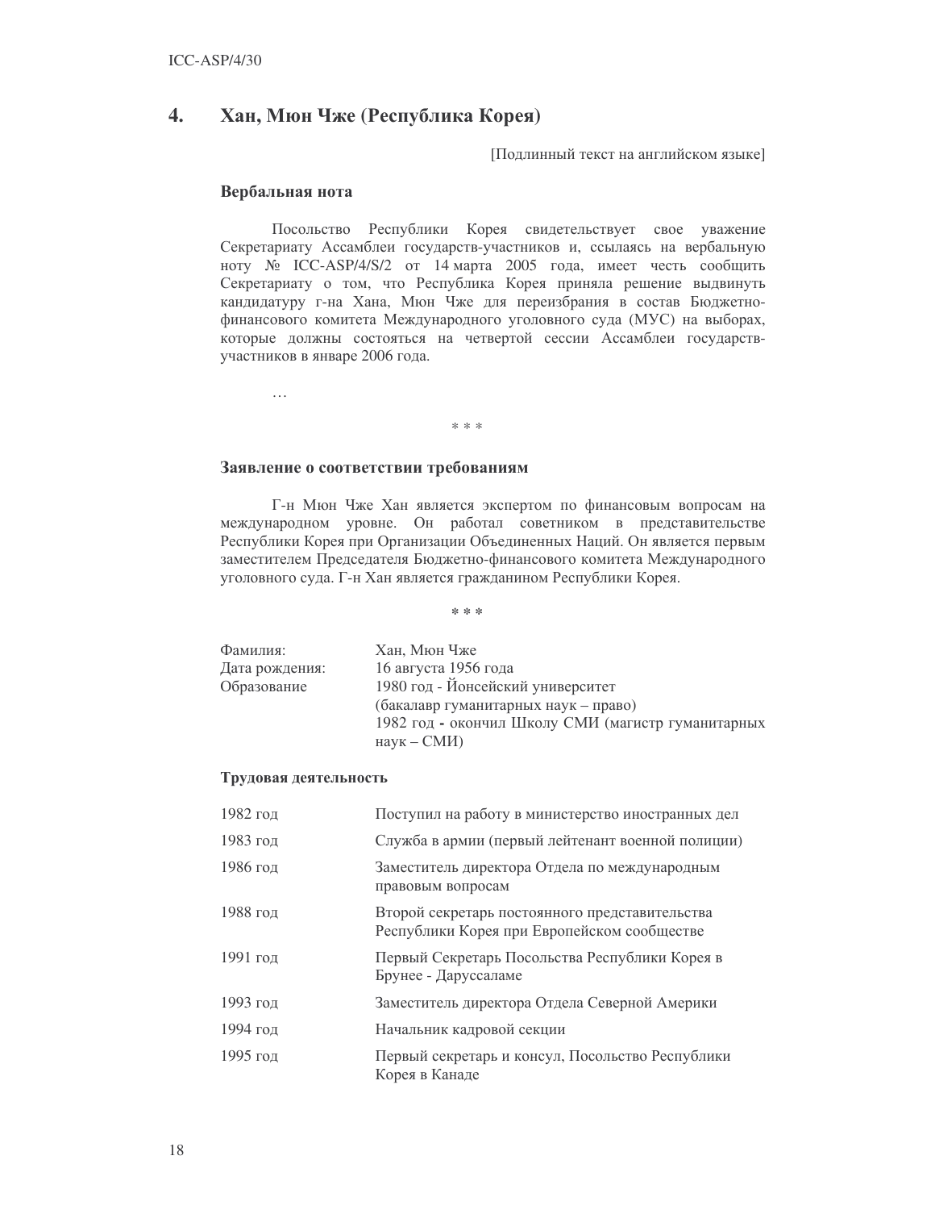## 4. Хан, Мюн Чже (Республика Корея)

[Подлинный текст на английском языке]

### Вербальная нота

Посольство Республики Корея свидетельствует свое уважение Секретариату Ассамблеи государств-участников и, ссылаясь на вербальную ноту № ICC-ASP/4/S/2 от 14 марта 2005 года, имеет честь сообщить Секретариату о том, что Республика Корея приняла решение выдвинуть кандидатуру г-на Хана, Мюн Чже для переизбрания в состав Бюджетно-финансового комитета Международного уголовного суда (МУС) на выборах, которые должны состояться на четвертой сессии Ассамблеи государств-участников в январе 2006 года.

…

\* \* \*

### Заявление о соответствии требованиям

Г-н Мюн Чже Хан является экспертом по финансовым вопросам на международном уровне. Он работал советником в представительстве Республики Корея при Организации Объединенных Наций. Он является первым заместителем Председателя Бюджетно-финансового комитета Международного уголовного суда. Г-н Хан является гражданином Республики Корея.

\* \* \*

| | |
|---|---|
| Фамилия: | Хан, Мюн Чже |
| Дата рождения: | 16 августа 1956 года |
| Образование | 1980 год - Йонсейский университет (бакалавр гуманитарных наук – право)<br>1982 год - окончил Школу СМИ (магистр гуманитарных наук – СМИ) |

### Трудовая деятельность

| | |
|---|---|
| 1982 год | Поступил на работу в министерство иностранных дел |
| 1983 год | Служба в армии (первый лейтенант военной полиции) |
| 1986 год | Заместитель директора Отдела по международным правовым вопросам |
| 1988 год | Второй секретарь постоянного представительства Республики Корея при Европейском сообществе |
| 1991 год | Первый Секретарь Посольства Республики Корея в Брунее - Даруссаламе |
| 1993 год | Заместитель директора Отдела Северной Америки |
| 1994 год | Начальник кадровой секции |
| 1995 год | Первый секретарь и консул, Посольство Республики Корея в Канаде |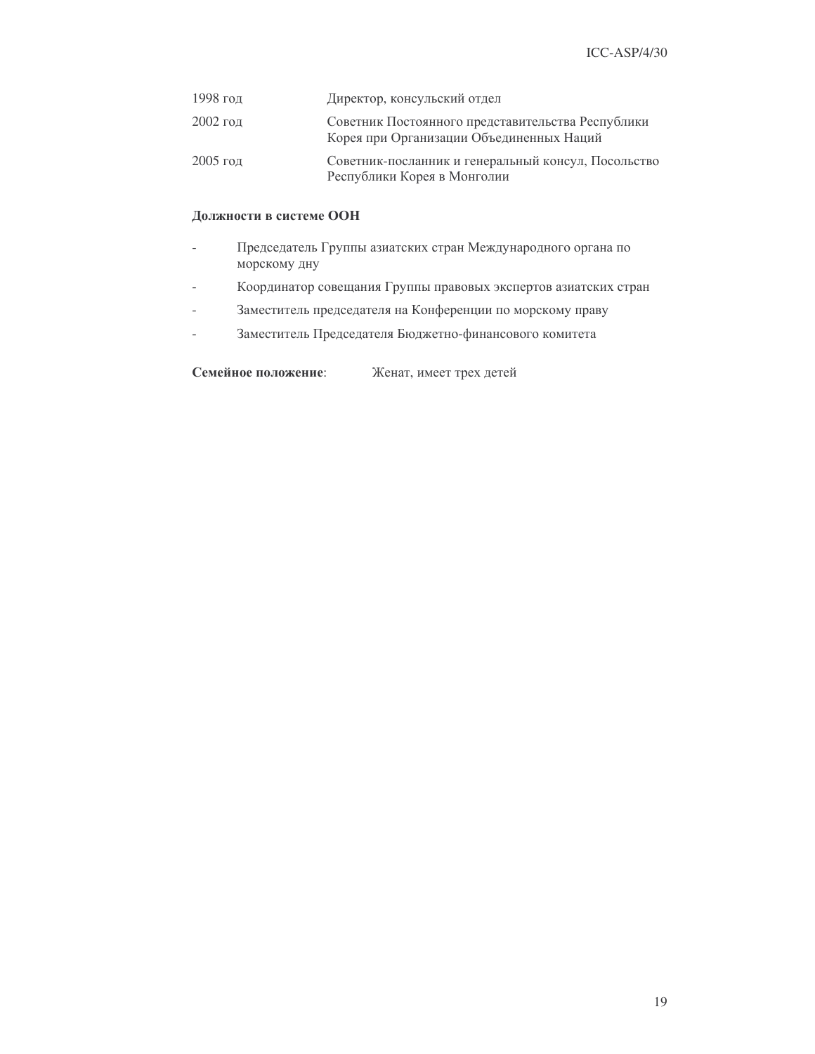| | |
|---|---|
| 1998 год | Директор, консульский отдел |
| 2002 год | Советник Постоянного представительства Республики Корея при Организации Объединенных Наций |
| 2005 год | Советник-посланник и генеральный консул, Посольство Республики Корея в Монголии |

**Должности в системе ООН**

- Председатель Группы азиатских стран Международного органа по морскому дну
- Координатор совещания Группы правовых экспертов азиатских стран
- Заместитель председателя на Конференции по морскому праву
- Заместитель Председателя Бюджетно-финансового комитета

**Семейное положение**: Женат, имеет трех детей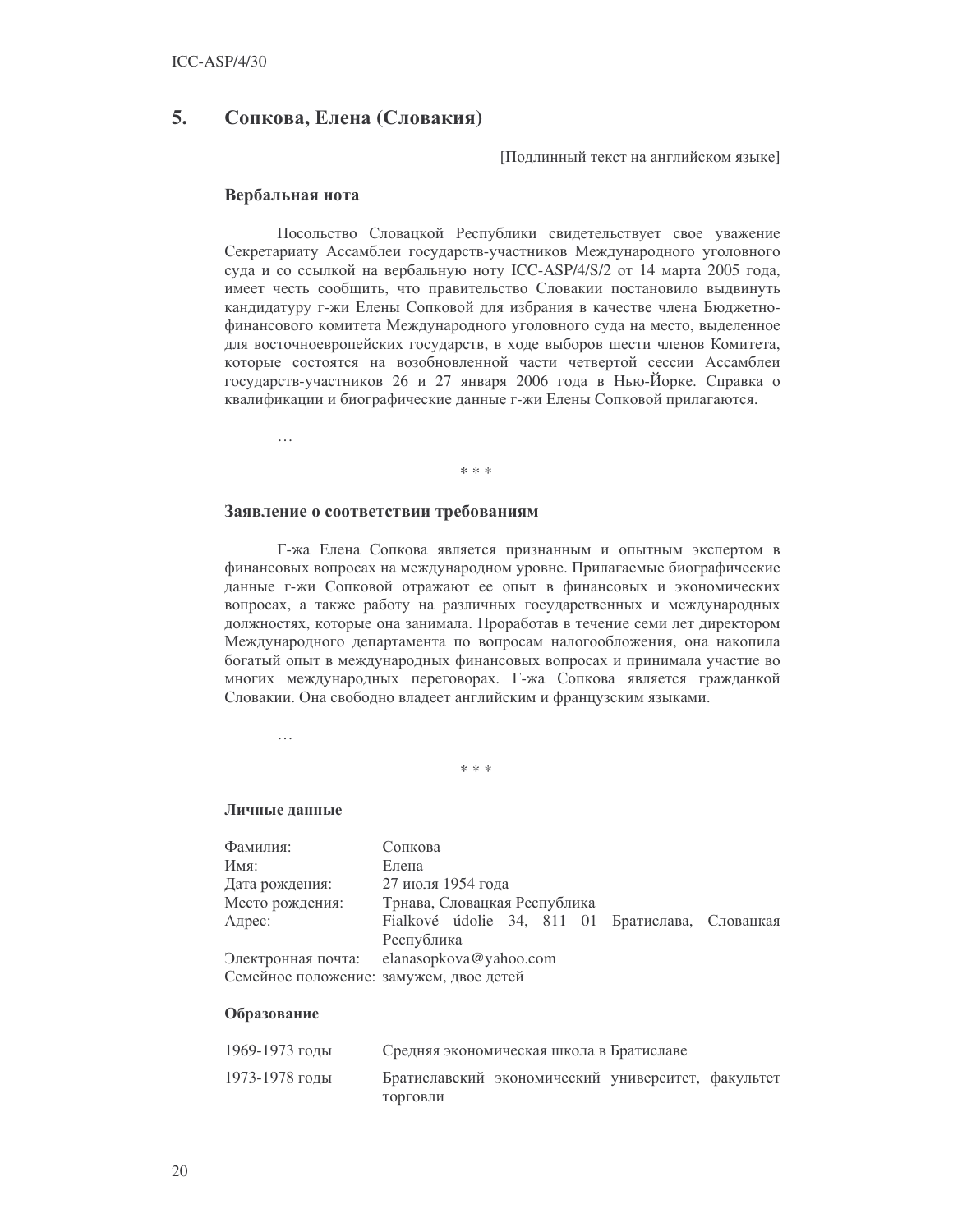## 5. Сопкова, Елена (Словакия)

[Подлинный текст на английском языке]

### Вербальная нота

Посольство Словацкой Республики свидетельствует свое уважение Секретариату Ассамблеи государств-участников Международного уголовного суда и со ссылкой на вербальную ноту ICC-ASP/4/S/2 от 14 марта 2005 года, имеет честь сообщить, что правительство Словакии постановило выдвинуть кандидатуру г-жи Елены Сопковой для избрания в качестве члена Бюджетно-финансового комитета Международного уголовного суда на место, выделенное для восточноевропейских государств, в ходе выборов шести членов Комитета, которые состоятся на возобновленной части четвертой сессии Ассамблеи государств-участников 26 и 27 января 2006 года в Нью-Йорке. Справка о квалификации и биографические данные г-жи Елены Сопковой прилагаются.

…

\* \* \*

### Заявление о соответствии требованиям

Г-жа Елена Сопкова является признанным и опытным экспертом в финансовых вопросах на международном уровне. Прилагаемые биографические данные г-жи Сопковой отражают ее опыт в финансовых и экономических вопросах, а также работу на различных государственных и международных должностях, которые она занимала. Проработав в течение семи лет директором Международного департамента по вопросам налогообложения, она накопила богатый опыт в международных финансовых вопросах и принимала участие во многих международных переговорах. Г-жа Сопкова является гражданкой Словакии. Она свободно владеет английским и французским языками.

…

\* \* \*

### Личные данные

| | |
|---|---|
| Фамилия: | Сопкова |
| Имя: | Елена |
| Дата рождения: | 27 июля 1954 года |
| Место рождения: | Трнава, Словацкая Республика |
| Адрес: | Fialkové údolie 34, 811 01 Братислава, Словацкая Республика |
| Электронная почта: | elanasopkova@yahoo.com |
| Семейное положение: | замужем, двое детей |

### Образование

| | |
|---|---|
| 1969-1973 годы | Средняя экономическая школа в Братиславе |
| 1973-1978 годы | Братиславский экономический университет, факультет торговли |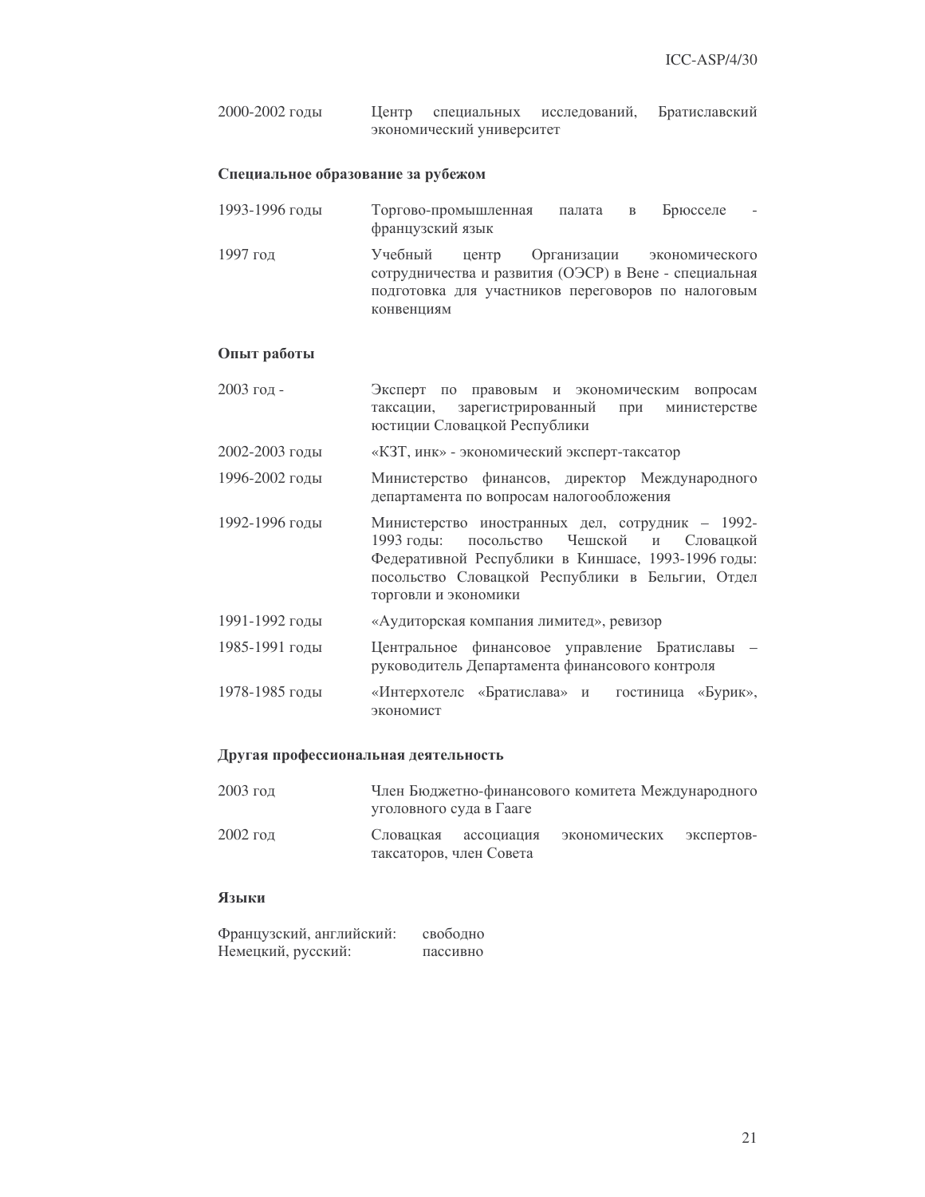| | |
|---|---|
| 2000-2002 годы | Центр специальных исследований, Братиславский экономический университет |

**Специальное образование за рубежом**

| | |
|---|---|
| 1993-1996 годы | Торгово-промышленная палата в Брюсселе - французский язык |
| 1997 год | Учебный центр Организации экономического сотрудничества и развития (ОЭСР) в Вене - специальная подготовка для участников переговоров по налоговым конвенциям |

**Опыт работы**

| | |
|---|---|
| 2003 год - | Эксперт по правовым и экономическим вопросам таксации, зарегистрированный при министерстве юстиции Словацкой Республики |
| 2002-2003 годы | «КЗТ, инк» - экономический эксперт-таксатор |
| 1996-2002 годы | Министерство финансов, директор Международного департамента по вопросам налогообложения |
| 1992-1996 годы | Министерство иностранных дел, сотрудник – 1992-1993 годы: посольство Чешской и Словацкой Федеративной Республики в Киншасе, 1993-1996 годы: посольство Словацкой Республики в Бельгии, Отдел торговли и экономики |
| 1991-1992 годы | «Аудиторская компания лимитед», ревизор |
| 1985-1991 годы | Центральное финансовое управление Братиславы – руководитель Департамента финансового контроля |
| 1978-1985 годы | «Интерхотелс «Братислава» и гостиница «Бурик», экономист |

**Другая профессиональная деятельность**

| | |
|---|---|
| 2003 год | Член Бюджетно-финансового комитета Международного уголовного суда в Гааге |
| 2002 год | Словацкая ассоциация экономических экспертов-таксаторов, член Совета |

**Языки**

| | |
|---|---|
| Французский, английский: | свободно |
| Немецкий, русский: | пассивно |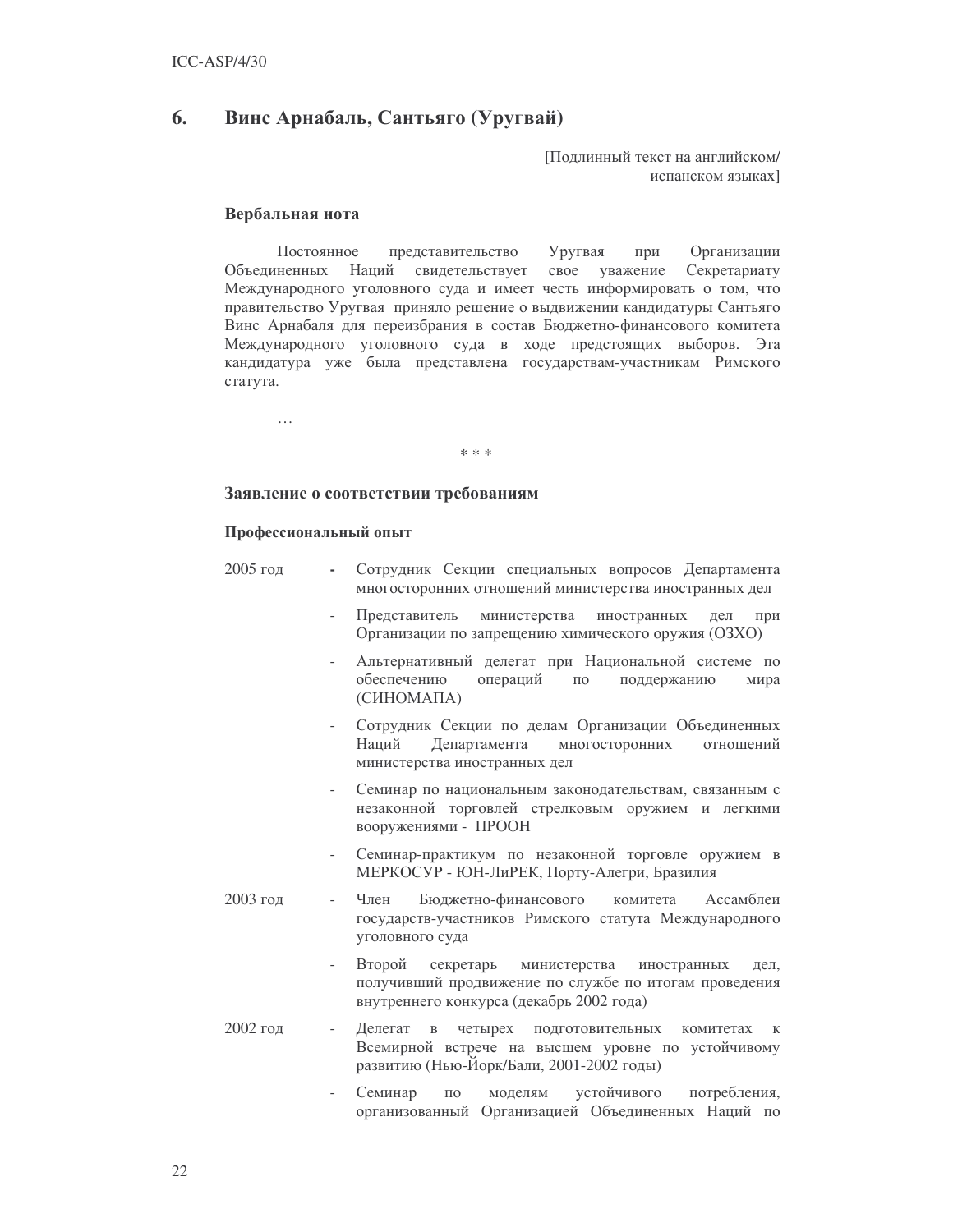## 6. Винс Арнабаль, Сантьяго (Уругвай)

[Подлинный текст на английском/ испанском языках]

### Вербальная нота

Постоянное представительство Уругвая при Организации Объединенных Наций свидетельствует свое уважение Секретариату Международного уголовного суда и имеет честь информировать о том, что правительство Уругвая приняло решение о выдвижении кандидатуры Сантьяго Винс Арнабаля для переизбрания в состав Бюджетно-финансового комитета Международного уголовного суда в ходе предстоящих выборов. Эта кандидатура уже была представлена государствам-участникам Римского статута.

…

\* \* \*

### Заявление о соответствии требованиям

#### Профессиональный опыт

2005 год

- Сотрудник Секции специальных вопросов Департамента многосторонних отношений министерства иностранных дел
- Представитель министерства иностранных дел при Организации по запрещению химического оружия (ОЗХО)
- Альтернативный делегат при Национальной системе по обеспечению операций по поддержанию мира (СИНОМАПА)
- Сотрудник Секции по делам Организации Объединенных Наций Департамента многосторонних отношений министерства иностранных дел
- Семинар по национальным законодательствам, связанным с незаконной торговлей стрелковым оружием и легкими вооружениями - ПРООН
- Семинар-практикум по незаконной торговле оружием в МЕРКОСУР - ЮН-ЛиРЕК, Порту-Алегри, Бразилия

2003 год

- Член Бюджетно-финансового комитета Ассамблеи государств-участников Римского статута Международного уголовного суда
- Второй секретарь министерства иностранных дел, получивший продвижение по службе по итогам проведения внутреннего конкурса (декабрь 2002 года)

2002 год

- Делегат в четырех подготовительных комитетах к Всемирной встрече на высшем уровне по устойчивому развитию (Нью-Йорк/Бали, 2001-2002 годы)
- Семинар по моделям устойчивого потребления, организованный Организацией Объединенных Наций по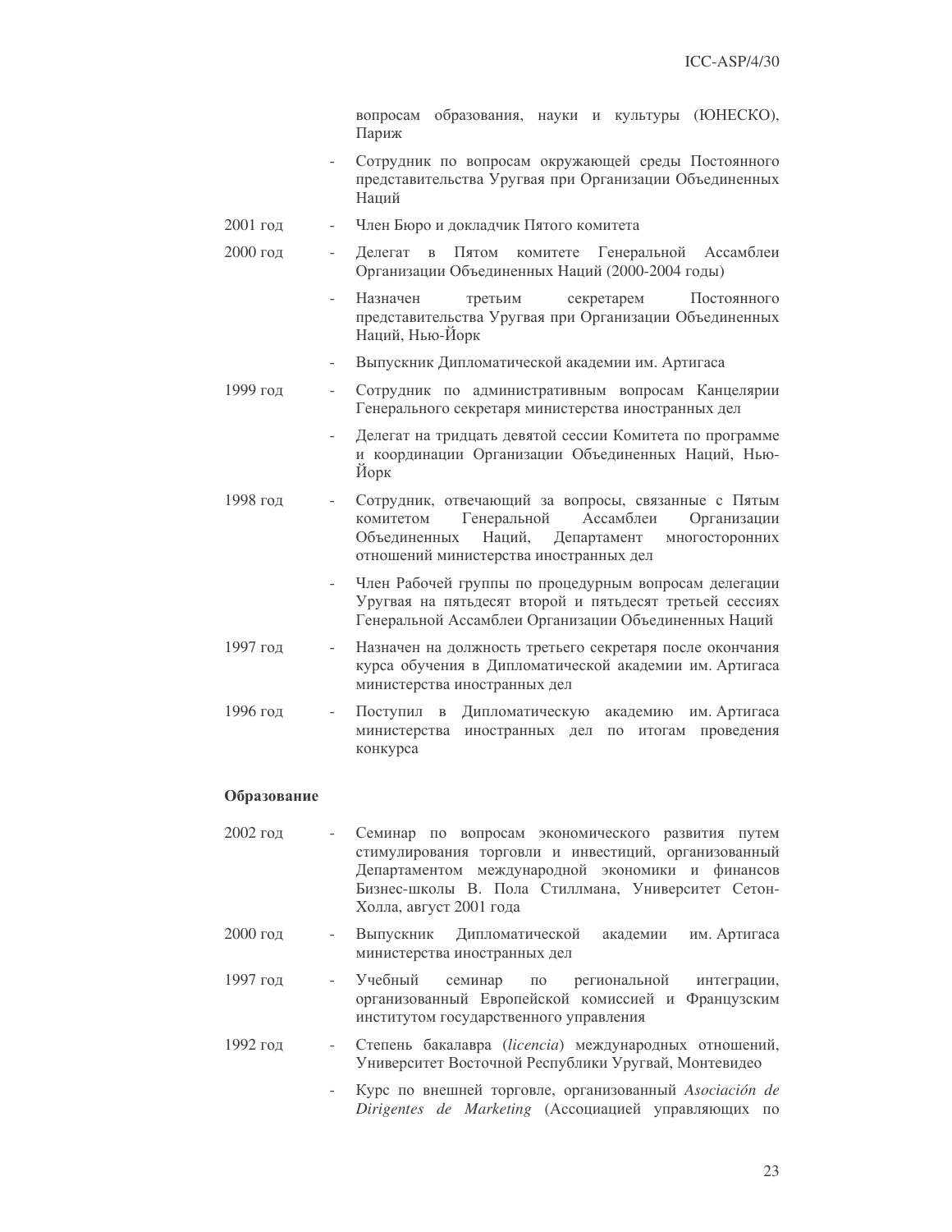вопросам образования, науки и культуры (ЮНЕСКО), Париж

- Сотрудник по вопросам окружающей среды Постоянного представительства Уругвая при Организации Объединенных Наций

2001 год - Член Бюро и докладчик Пятого комитета

2000 год - Делегат в Пятом комитете Генеральной Ассамблеи Организации Объединенных Наций (2000-2004 годы)

- Назначен третьим секретарем Постоянного представительства Уругвая при Организации Объединенных Наций, Нью-Йорк

- Выпускник Дипломатической академии им. Артигаса

1999 год - Сотрудник по административным вопросам Канцелярии Генерального секретаря министерства иностранных дел

- Делегат на тридцать девятой сессии Комитета по программе и координации Организации Объединенных Наций, Нью-Йорк

1998 год - Сотрудник, отвечающий за вопросы, связанные с Пятым комитетом Генеральной Ассамблеи Организации Объединенных Наций, Департамент многосторонних отношений министерства иностранных дел

- Член Рабочей группы по процедурным вопросам делегации Уругвая на пятьдесят второй и пятьдесят третьей сессиях Генеральной Ассамблеи Организации Объединенных Наций

1997 год - Назначен на должность третьего секретаря после окончания курса обучения в Дипломатической академии им. Артигаса министерства иностранных дел

1996 год - Поступил в Дипломатическую академию им. Артигаса министерства иностранных дел по итогам проведения конкурса

**Образование**

2002 год - Семинар по вопросам экономического развития путем стимулирования торговли и инвестиций, организованный Департаментом международной экономики и финансов Бизнес-школы В. Пола Стиллмана, Университет Сетон-Холла, август 2001 года

2000 год - Выпускник Дипломатической академии им. Артигаса министерства иностранных дел

1997 год - Учебный семинар по региональной интеграции, организованный Европейской комиссией и Французским институтом государственного управления

1992 год - Степень бакалавра (*licencia*) международных отношений, Университет Восточной Республики Уругвай, Монтевидео

- Курс по внешней торговле, организованный *Asociación de Dirigentes de Marketing* (Ассоциацией управляющих по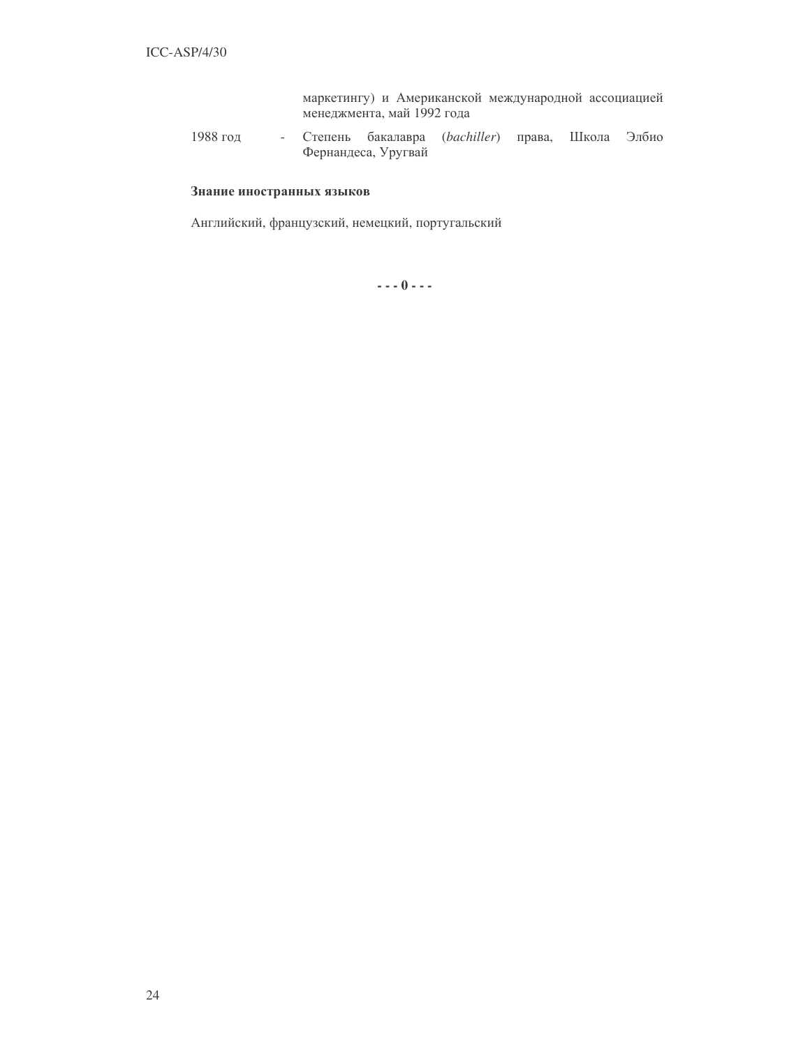маркетингу) и Американской международной ассоциацией менеджмента, май 1992 года

1988 год - Степень бакалавра (*bachiller*) права, Школа Элбио Фернандеса, Уругвай

**Знание иностранных языков**

Английский, французский, немецкий, португальский

**- - - 0 - - -**